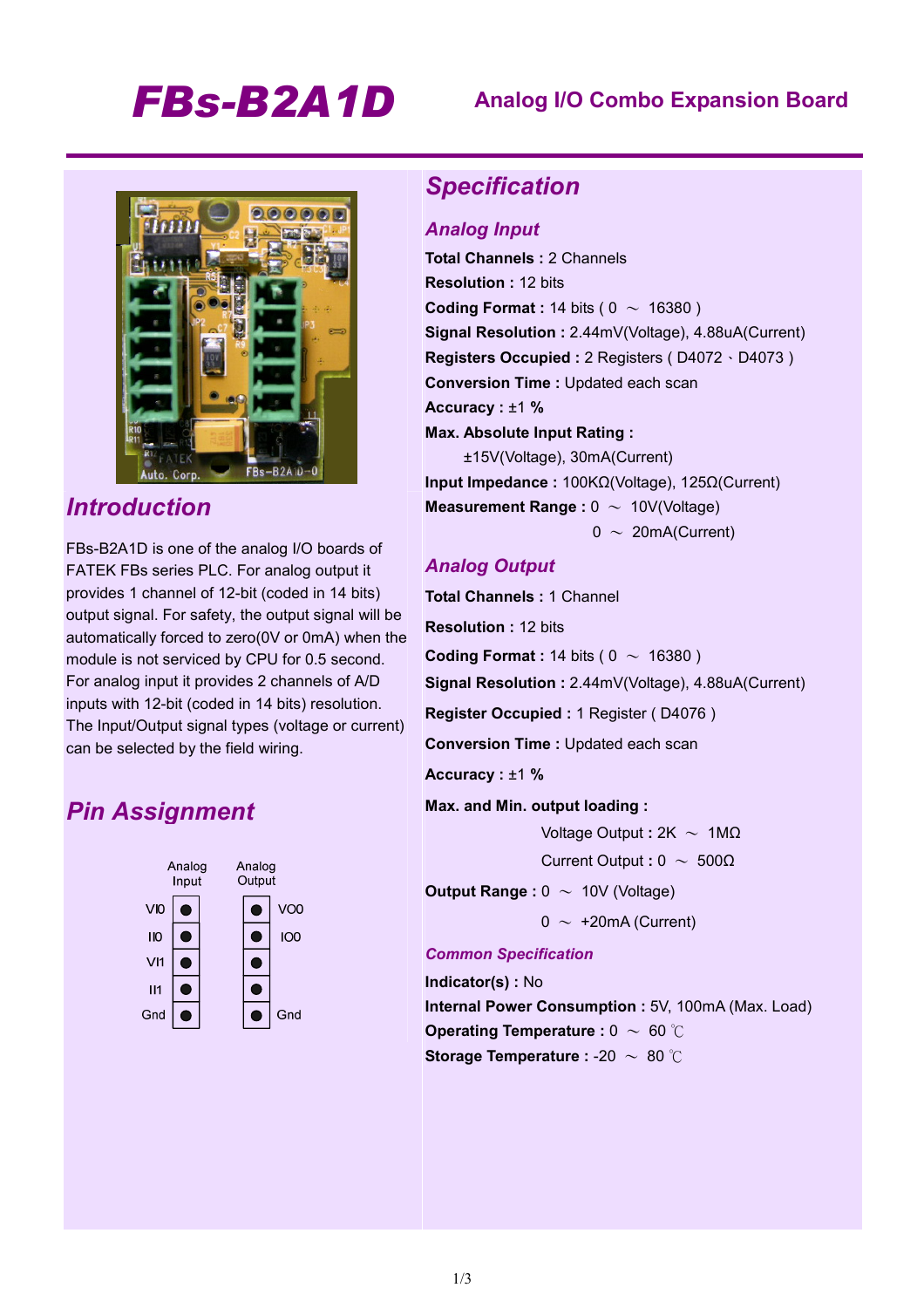# FBs-B2A1D

## Analog I/O Combo Expansion Board

## Introduction

FBs-B2A1D is one of the analog I/O boards of FATEK FBs series PLC. For analog output it provides 1 channel of 12-bit (coded in 14 bits) output signal. For safety, the output signal will be automatically forced to zero(0V or 0mA) when the module is not serviced by CPU for 0.5 second. For analog input it provides 2 channels of A/D inputs with 12-bit (coded in 14 bits) resolution. The Input/Output signal types (voltage or current) can be selected by the field wiring.

## Pin Assignment

| Analog Input | | Analog Output |
|---|---|---|
| VI0 | | VO0 |
| II0 | | IO0 |
| VI1 | | |
| II1 | | |
| Gnd | | Gnd |

## Specification

### Analog Input

**Total Channels :** 2 Channels

**Resolution :** 12 bits

**Coding Format :** 14 bits ( 0 ～ 16380 )

**Signal Resolution :** 2.44mV(Voltage), 4.88uA(Current)

**Registers Occupied :** 2 Registers ( D4072、D4073 )

**Conversion Time :** Updated each scan

**Accuracy :** ±1 %

**Max. Absolute Input Rating :**
±15V(Voltage), 30mA(Current)

**Input Impedance :** 100KΩ(Voltage), 125Ω(Current)

**Measurement Range :** 0 ～ 10V(Voltage)
0 ～ 20mA(Current)

### Analog Output

**Total Channels :** 1 Channel

**Resolution :** 12 bits

**Coding Format :** 14 bits ( 0 ～ 16380 )

**Signal Resolution :** 2.44mV(Voltage), 4.88uA(Current)

**Register Occupied :** 1 Register ( D4076 )

**Conversion Time :** Updated each scan

**Accuracy :** ±1 %

**Max. and Min. output loading :**
Voltage Output : 2K ～ 1MΩ
Current Output : 0 ～ 500Ω

**Output Range :** 0 ～ 10V (Voltage)
0 ～ +20mA (Current)

### Common Specification

**Indicator(s) :** No

**Internal Power Consumption :** 5V, 100mA (Max. Load)

**Operating Temperature :** 0 ～ 60 ℃

**Storage Temperature :** -20 ～ 80 ℃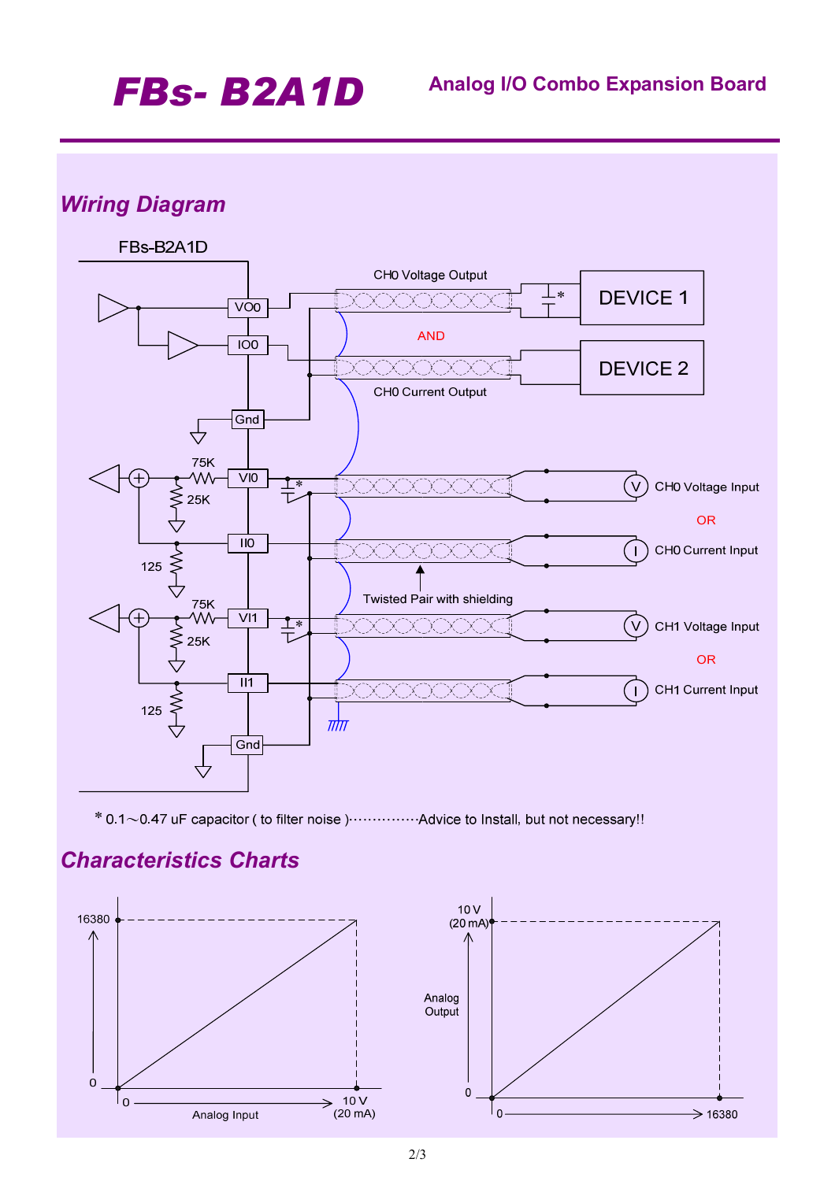# FBs- B2A1D

**Analog I/O Combo Expansion Board**

## Wiring Diagram

FBs-B2A1D

VO0, IO0, Gnd, VI0, II0, VI1, II1, Gnd

75K, 25K, 125

CH0 Voltage Output

AND

CH0 Current Output

DEVICE 1

DEVICE 2

CH0 Voltage Input

OR

CH0 Current Input

Twisted Pair with shielding

CH1 Voltage Input

OR

CH1 Current Input

\* 0.1～0.47 uF capacitor ( to filter noise )··············Advice to Install, but not necessary!!

## Characteristics Charts

16380

0

0

Analog Input

10 V (20 mA)

10 V (20 mA)

Analog Output

0

0

16380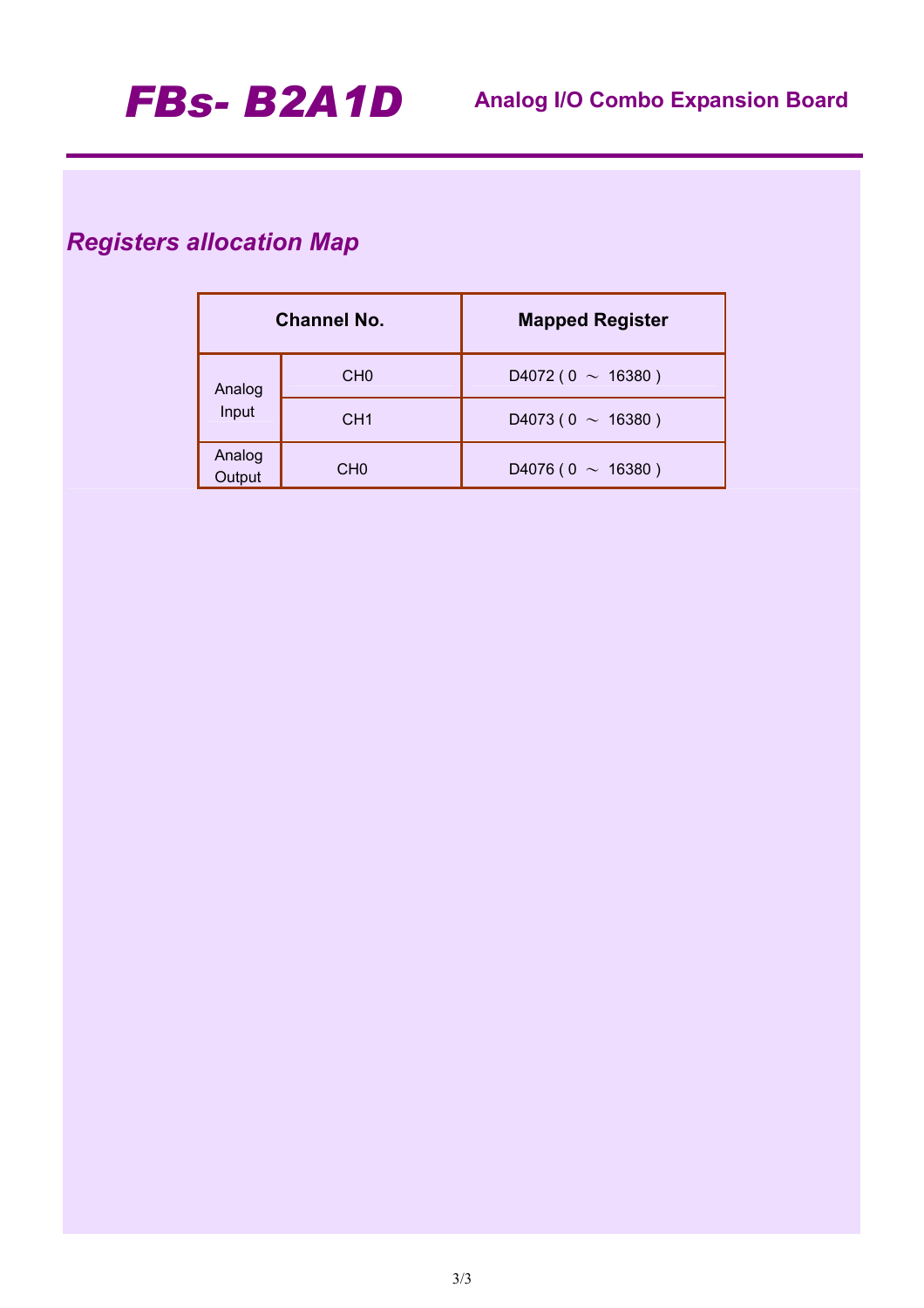## Registers allocation Map

| Channel No. | | Mapped Register |
|---|---|---|
| Analog Input | CH0 | D4072 ( 0 ～ 16380 ) |
| | CH1 | D4073 ( 0 ～ 16380 ) |
| Analog Output | CH0 | D4076 ( 0 ～ 16380 ) |